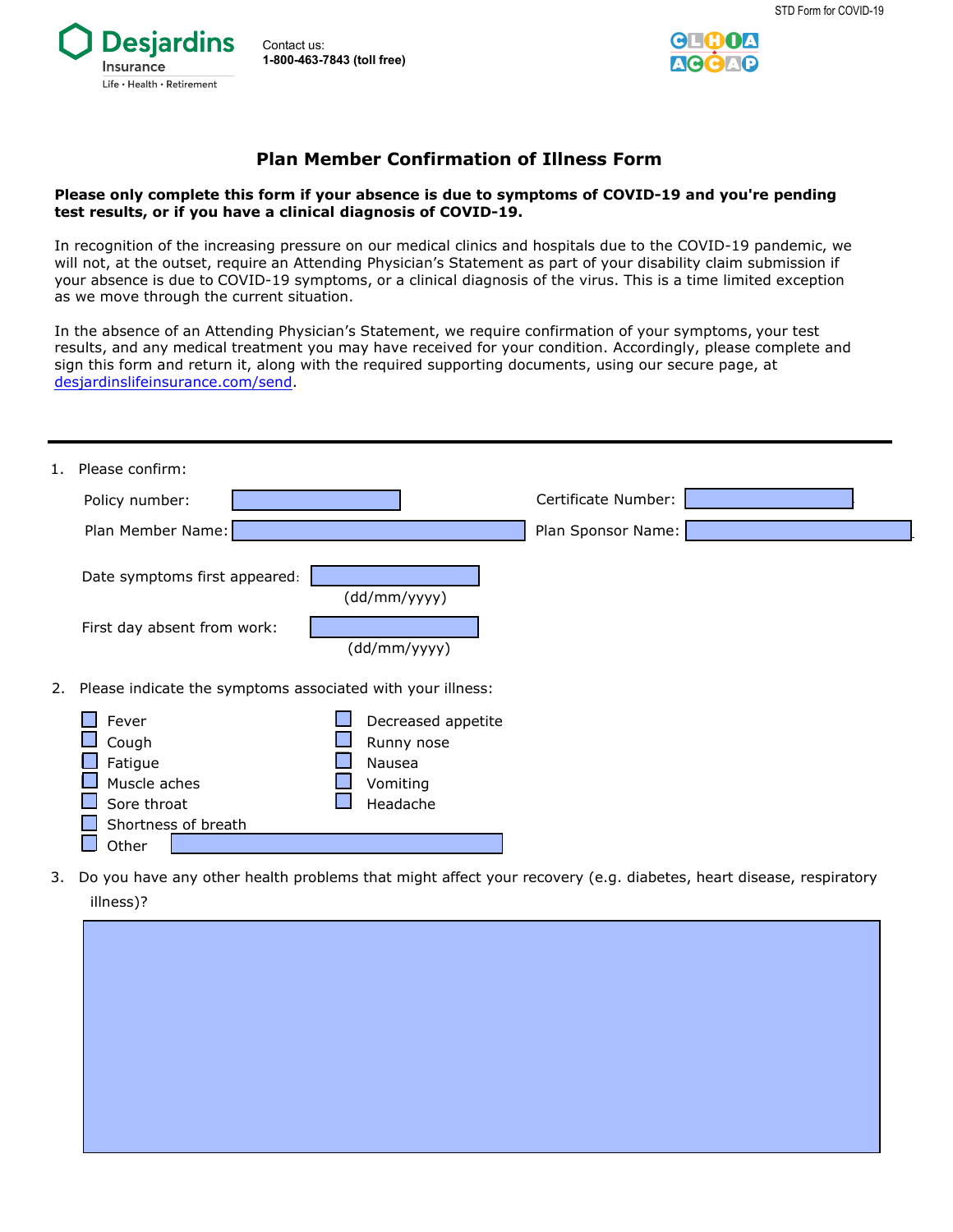Desjardins Insurance
Life • Health • Retirement

Contact us:
**1-800-463-7843 (toll free)**

STD Form for COVID-19

# Plan Member Confirmation of Illness Form

**Please only complete this form if your absence is due to symptoms of COVID-19 and you're pending test results, or if you have a clinical diagnosis of COVID-19.**

In recognition of the increasing pressure on our medical clinics and hospitals due to the COVID-19 pandemic, we will not, at the outset, require an Attending Physician's Statement as part of your disability claim submission if your absence is due to COVID-19 symptoms, or a clinical diagnosis of the virus. This is a time limited exception as we move through the current situation.

In the absence of an Attending Physician's Statement, we require confirmation of your symptoms, your test results, and any medical treatment you may have received for your condition. Accordingly, please complete and sign this form and return it, along with the required supporting documents, using our secure page, at desjardinslifeinsurance.com/send.

---

1. Please confirm:

   Policy number: ____________ Certificate Number: ____________

   Plan Member Name: ____________ Plan Sponsor Name: ____________

   Date symptoms first appeared: ____________ (dd/mm/yyyy)

   First day absent from work: ____________ (dd/mm/yyyy)

2. Please indicate the symptoms associated with your illness:

   - ☐ Fever
   - ☐ Cough
   - ☐ Fatigue
   - ☐ Muscle aches
   - ☐ Sore throat
   - ☐ Shortness of breath
   - ☐ Other ____________
   - ☐ Decreased appetite
   - ☐ Runny nose
   - ☐ Nausea
   - ☐ Vomiting
   - ☐ Headache

3. Do you have any other health problems that might affect your recovery (e.g. diabetes, heart disease, respiratory illness)?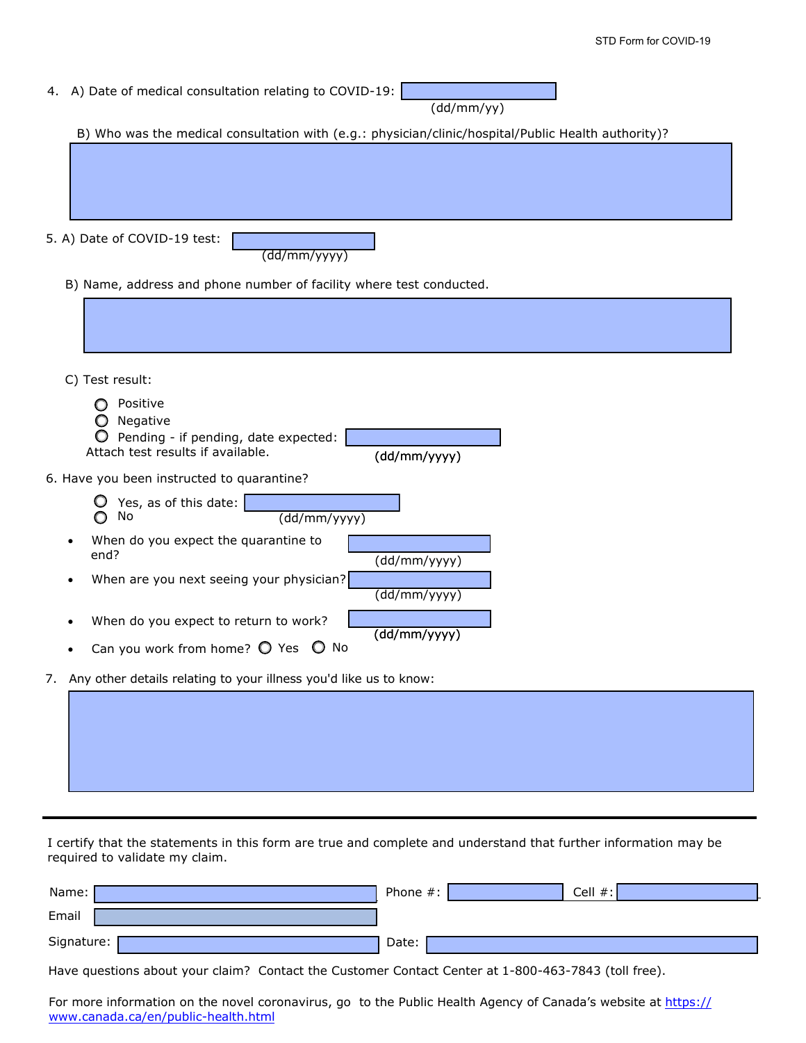4. A) Date of medical consultation relating to COVID-19: ____________ (dd/mm/yy)

   B) Who was the medical consultation with (e.g.: physician/clinic/hospital/Public Health authority)?

5. A) Date of COVID-19 test: ____________ (dd/mm/yyyy)

   B) Name, address and phone number of facility where test conducted.

   C) Test result:

   - ◯ Positive
   - ◯ Negative
   - ◯ Pending - if pending, date expected: ____________ (dd/mm/yyyy)

   Attach test results if available.

6. Have you been instructed to quarantine?

   - ◯ Yes, as of this date: ____________ (dd/mm/yyyy)
   - ◯ No

   - When do you expect the quarantine to end? ____________ (dd/mm/yyyy)
   - When are you next seeing your physician? ____________ (dd/mm/yyyy)
   - When do you expect to return to work? ____________ (dd/mm/yyyy)
   - Can you work from home? ◯ Yes ◯ No

7. Any other details relating to your illness you'd like us to know:

---

I certify that the statements in this form are true and complete and understand that further information may be required to validate my claim.

Name: ____________ Phone #: ____________ Cell #: ____________

Email ____________

Signature: ____________ Date: ____________

Have questions about your claim? Contact the Customer Contact Center at 1-800-463-7843 (toll free).

For more information on the novel coronavirus, go to the Public Health Agency of Canada's website at https://www.canada.ca/en/public-health.html